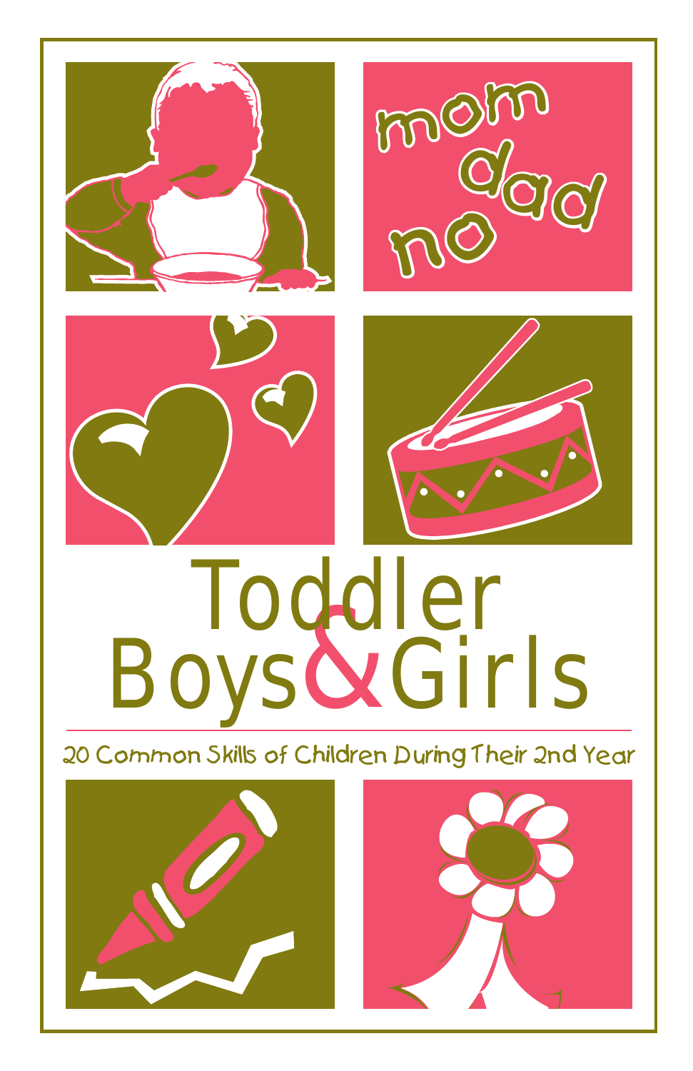mom

dad

no

# Toddler Boys & Girls

20 Common Skills of Children During Their 2nd Year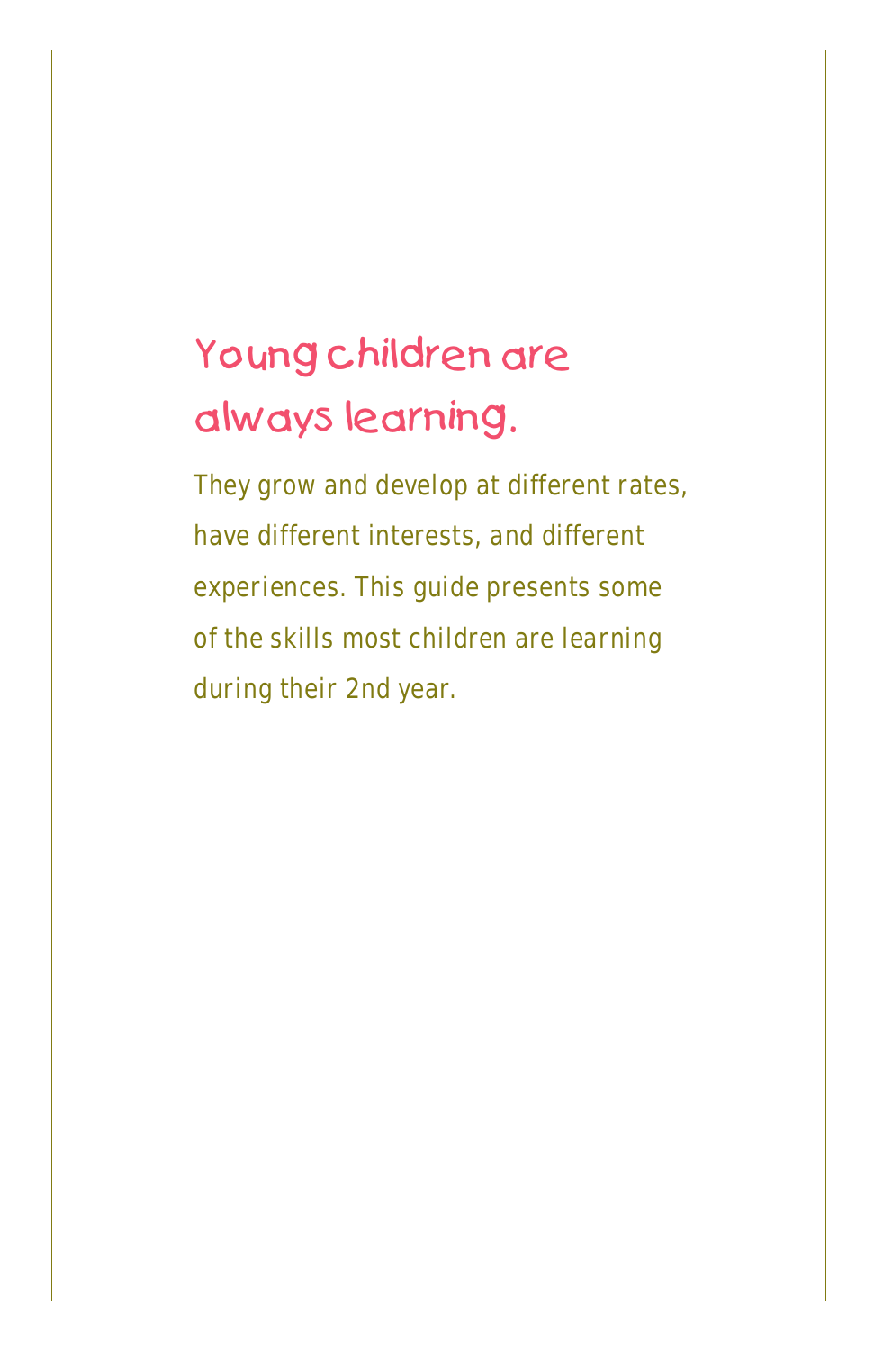# Young children are always learning.

They grow and develop at different rates, have different interests, and different experiences. This guide presents some of the skills most children are learning during their 2nd year.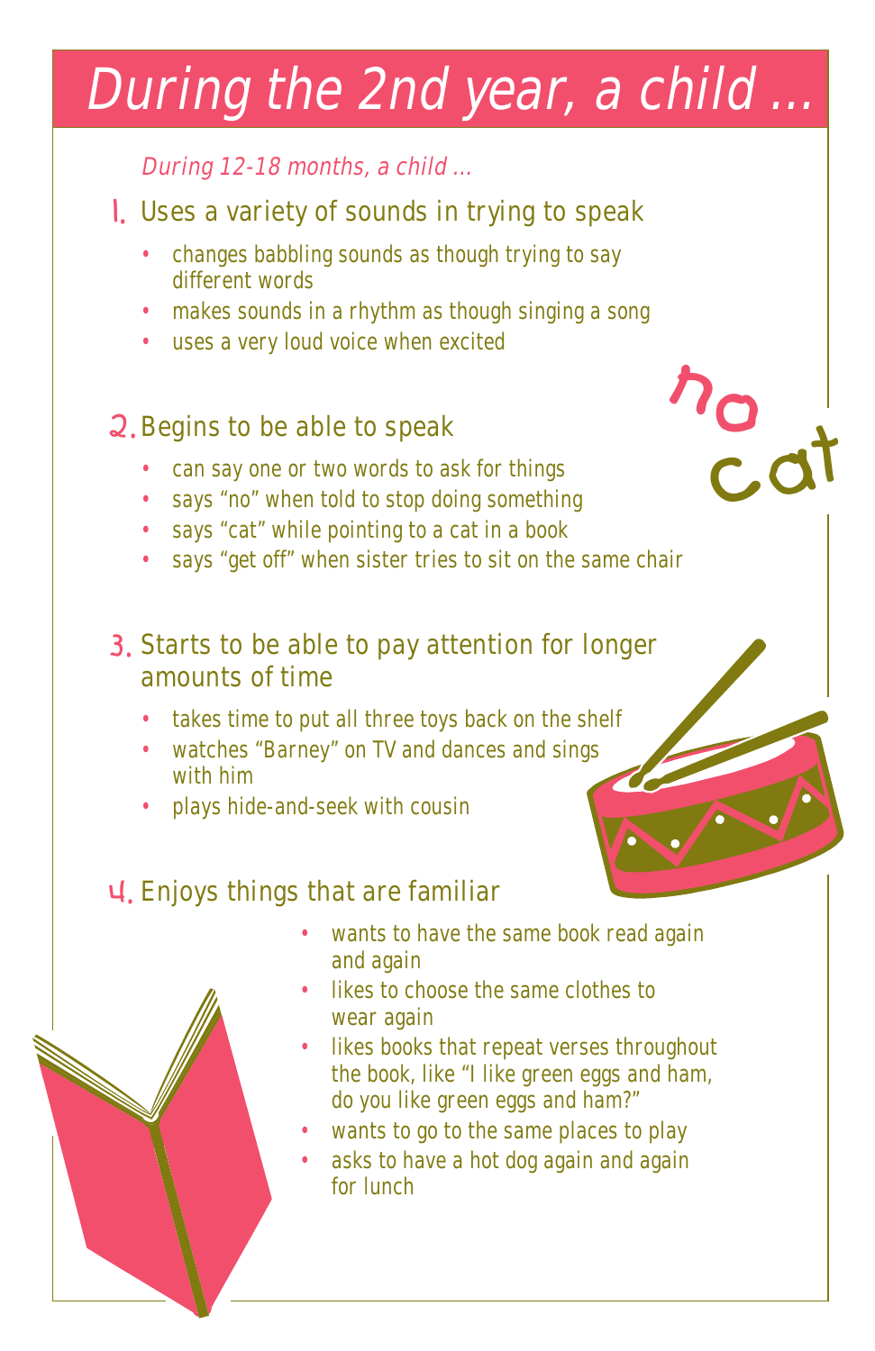# During the 2nd year, a child ...

*During 12-18 months, a child ...*

1. Uses a variety of sounds in trying to speak
   - changes babbling sounds as though trying to say different words
   - makes sounds in a rhythm as though singing a song
   - uses a very loud voice when excited

2. Begins to be able to speak
   - can say one or two words to ask for things
   - says "no" when told to stop doing something
   - says "cat" while pointing to a cat in a book
   - says "get off" when sister tries to sit on the same chair

3. Starts to be able to pay attention for longer amounts of time
   - takes time to put all three toys back on the shelf
   - watches "Barney" on TV and dances and sings with him
   - plays hide-and-seek with cousin

4. Enjoys things that are familiar
   - wants to have the same book read again and again
   - likes to choose the same clothes to wear again
   - likes books that repeat verses throughout the book, like "I like green eggs and ham, do you like green eggs and ham?"
   - wants to go to the same places to play
   - asks to have a hot dog again and again for lunch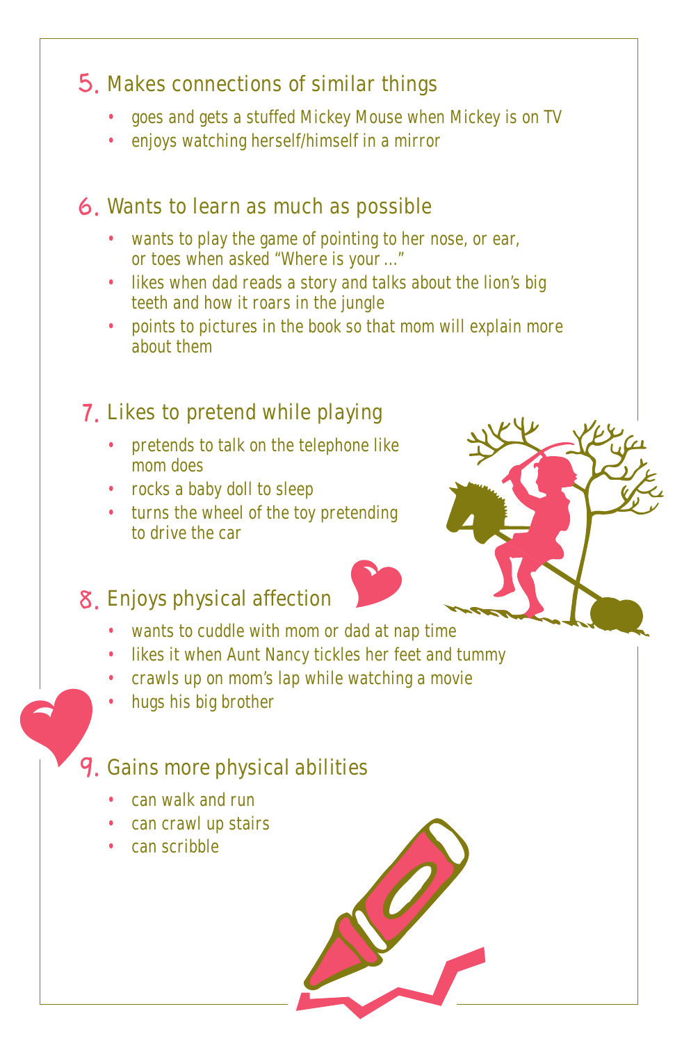## 5. Makes connections of similar things

- goes and gets a stuffed Mickey Mouse when Mickey is on TV
- enjoys watching herself/himself in a mirror

## 6. Wants to learn as much as possible

- wants to play the game of pointing to her nose, or ear, or toes when asked "Where is your …"
- likes when dad reads a story and talks about the lion's big teeth and how it roars in the jungle
- points to pictures in the book so that mom will explain more about them

## 7. Likes to pretend while playing

- pretends to talk on the telephone like mom does
- rocks a baby doll to sleep
- turns the wheel of the toy pretending to drive the car

## 8. Enjoys physical affection

- wants to cuddle with mom or dad at nap time
- likes it when Aunt Nancy tickles her feet and tummy
- crawls up on mom's lap while watching a movie
- hugs his big brother

## 9. Gains more physical abilities

- can walk and run
- can crawl up stairs
- can scribble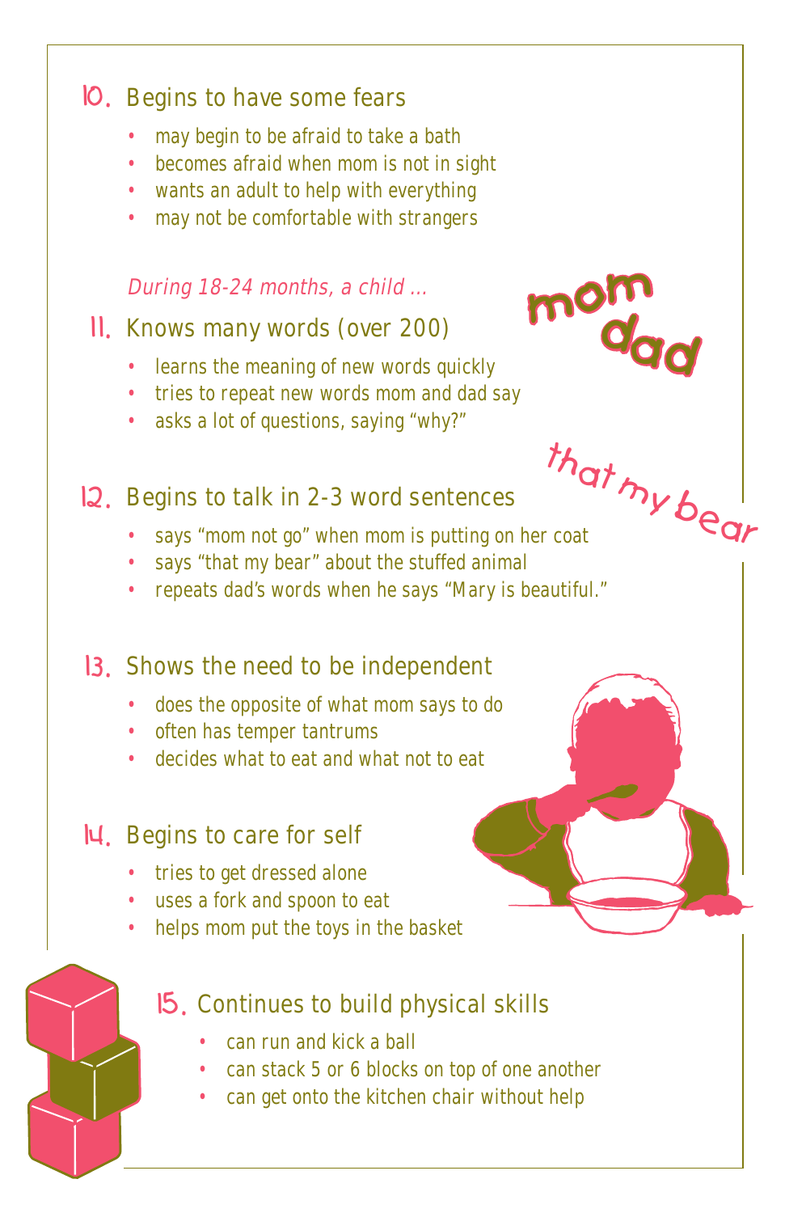## 10. Begins to have some fears

- may begin to be afraid to take a bath
- becomes afraid when mom is not in sight
- wants an adult to help with everything
- may not be comfortable with strangers

*During 18-24 months, a child …*

## 11. Knows many words (over 200)

- learns the meaning of new words quickly
- tries to repeat new words mom and dad say
- asks a lot of questions, saying "why?"

mom dad

## 12. Begins to talk in 2-3 word sentences

- says "mom not go" when mom is putting on her coat
- says "that my bear" about the stuffed animal
- repeats dad's words when he says "Mary is beautiful."

that my bear

## 13. Shows the need to be independent

- does the opposite of what mom says to do
- often has temper tantrums
- decides what to eat and what not to eat

## 14. Begins to care for self

- tries to get dressed alone
- uses a fork and spoon to eat
- helps mom put the toys in the basket

## 15. Continues to build physical skills

- can run and kick a ball
- can stack 5 or 6 blocks on top of one another
- can get onto the kitchen chair without help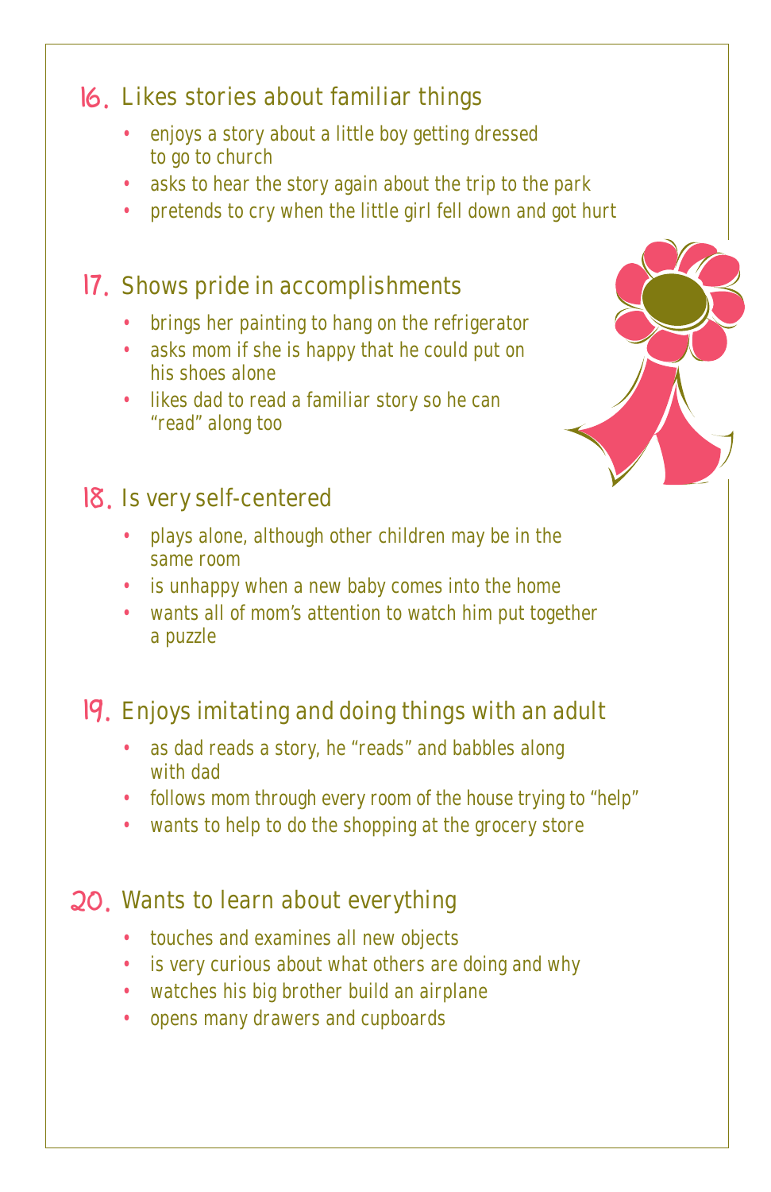## 16. Likes stories about familiar things

- enjoys a story about a little boy getting dressed to go to church
- asks to hear the story again about the trip to the park
- pretends to cry when the little girl fell down and got hurt

## 17. Shows pride in accomplishments

- brings her painting to hang on the refrigerator
- asks mom if she is happy that he could put on his shoes alone
- likes dad to read a familiar story so he can "read" along too

## 18. Is very self-centered

- plays alone, although other children may be in the same room
- is unhappy when a new baby comes into the home
- wants all of mom's attention to watch him put together a puzzle

## 19. Enjoys imitating and doing things with an adult

- as dad reads a story, he "reads" and babbles along with dad
- follows mom through every room of the house trying to "help"
- wants to help to do the shopping at the grocery store

## 20. Wants to learn about everything

- touches and examines all new objects
- is very curious about what others are doing and why
- watches his big brother build an airplane
- opens many drawers and cupboards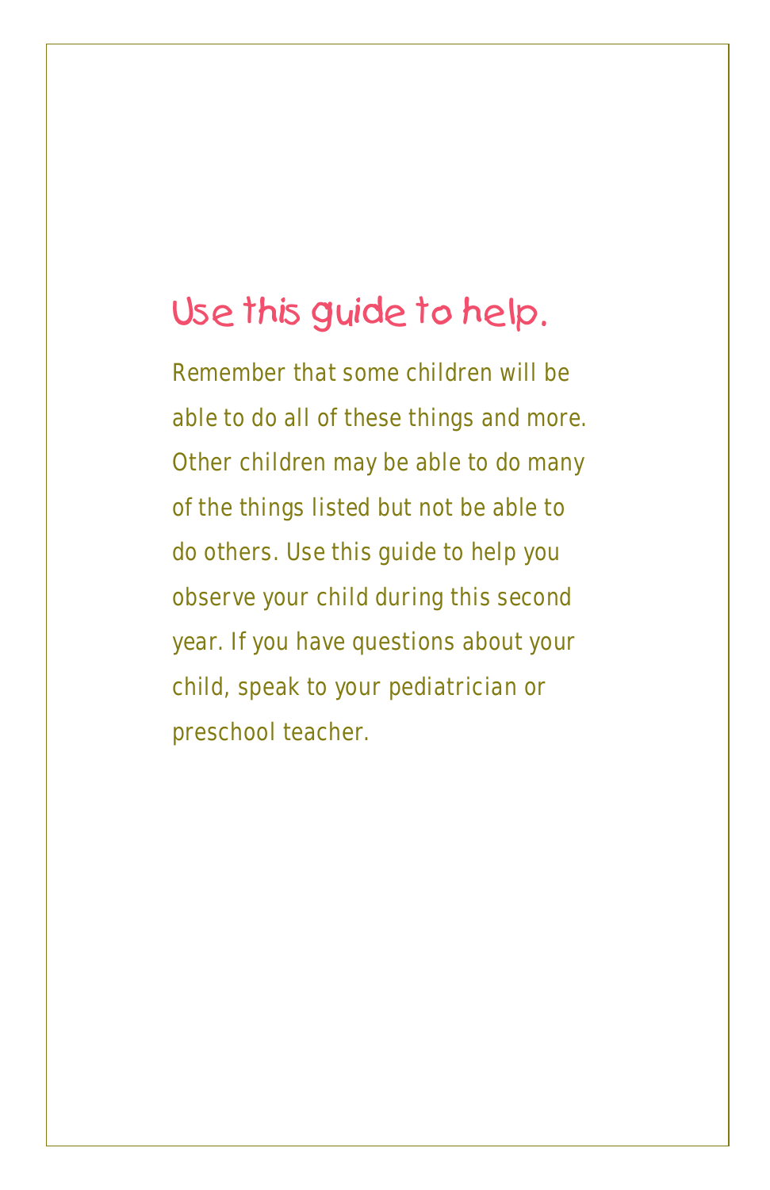## Use this guide to help.

Remember that some children will be able to do all of these things and more. Other children may be able to do many of the things listed but not be able to do others. Use this guide to help you observe your child during this second year. If you have questions about your child, speak to your pediatrician or preschool teacher.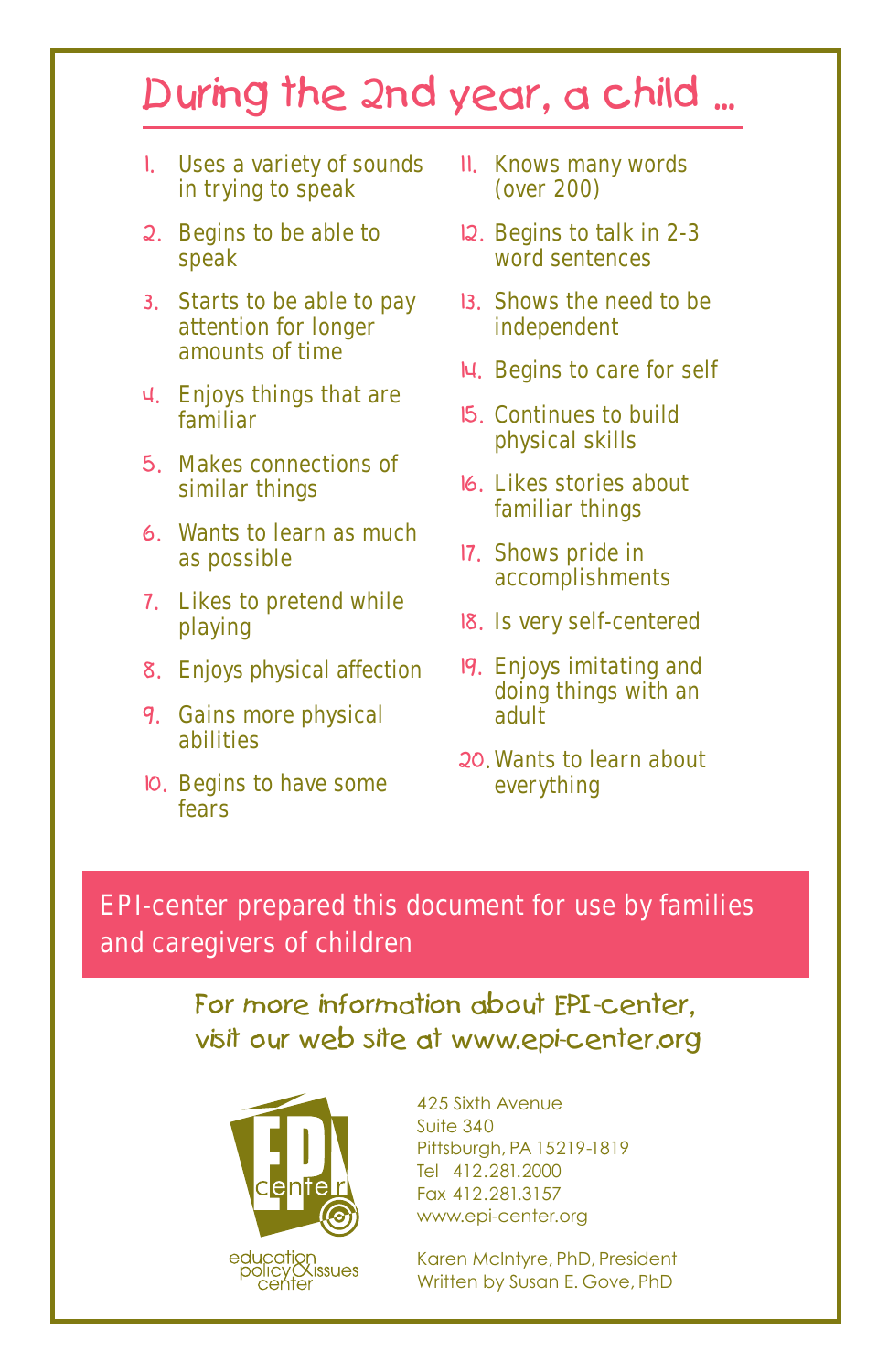# During the 2nd year, a child ...

1. Uses a variety of sounds in trying to speak
2. Begins to be able to speak
3. Starts to be able to pay attention for longer amounts of time
4. Enjoys things that are familiar
5. Makes connections of similar things
6. Wants to learn as much as possible
7. Likes to pretend while playing
8. Enjoys physical affection
9. Gains more physical abilities
10. Begins to have some fears
11. Knows many words (over 200)
12. Begins to talk in 2-3 word sentences
13. Shows the need to be independent
14. Begins to care for self
15. Continues to build physical skills
16. Likes stories about familiar things
17. Shows pride in accomplishments
18. Is very self-centered
19. Enjoys imitating and doing things with an adult
20. Wants to learn about everything

EPI-center prepared this document for use by families and caregivers of children

For more information about EPI-center, visit our web site at www.epi-center.org

EPI center
education policy & issues center

425 Sixth Avenue
Suite 340
Pittsburgh, PA 15219-1819
Tel 412.281.2000
Fax 412.281.3157
www.epi-center.org

Karen McIntyre, PhD, President
Written by Susan E. Gove, PhD